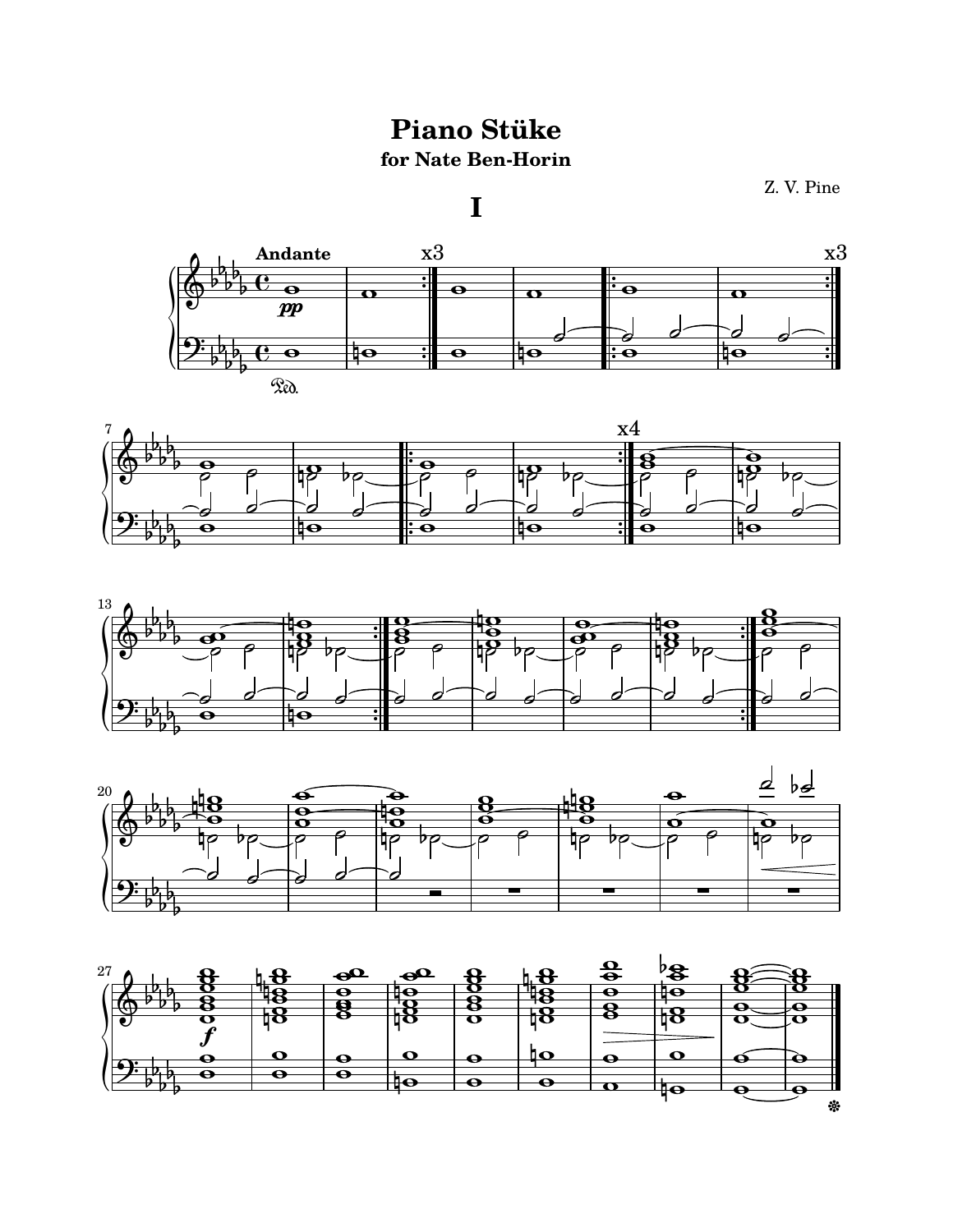# Piano Stüke

## for Nate Ben-Horin

Z. V. Pine

# I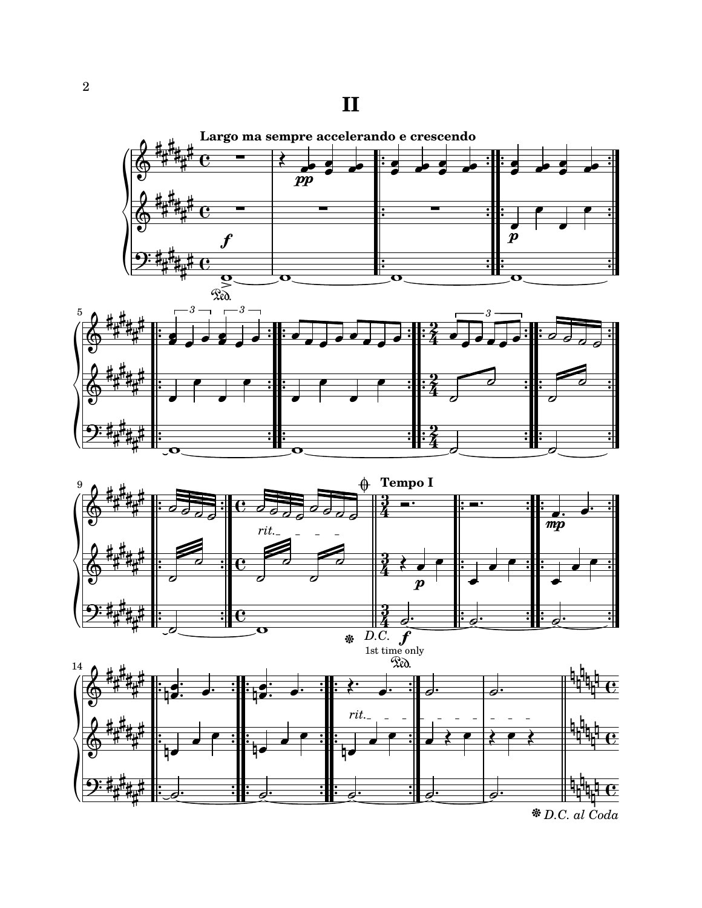# II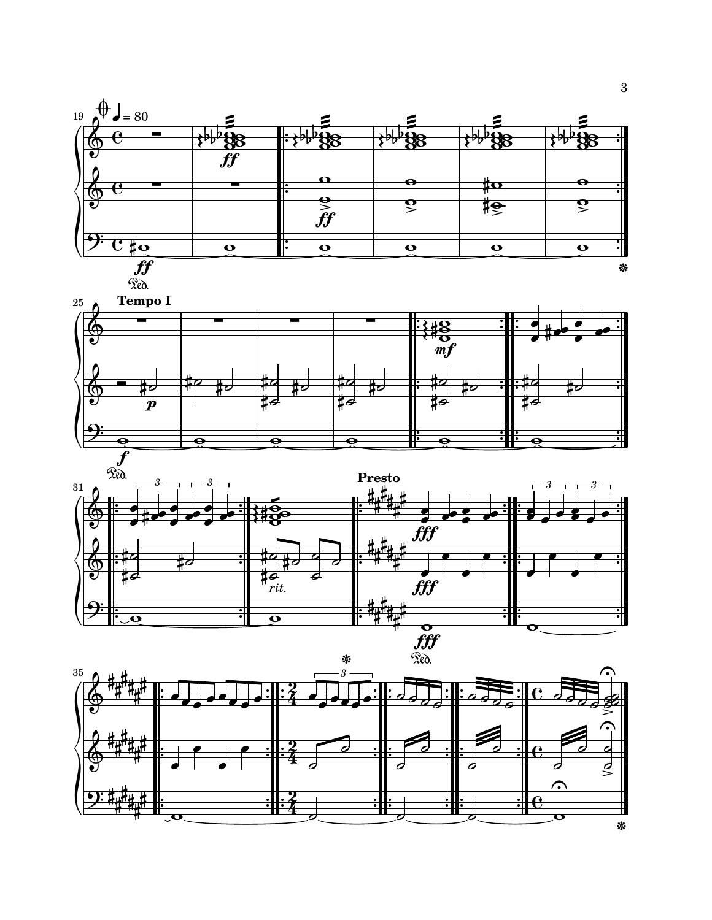♩ = 80

Tempo I

Presto

*rit.*